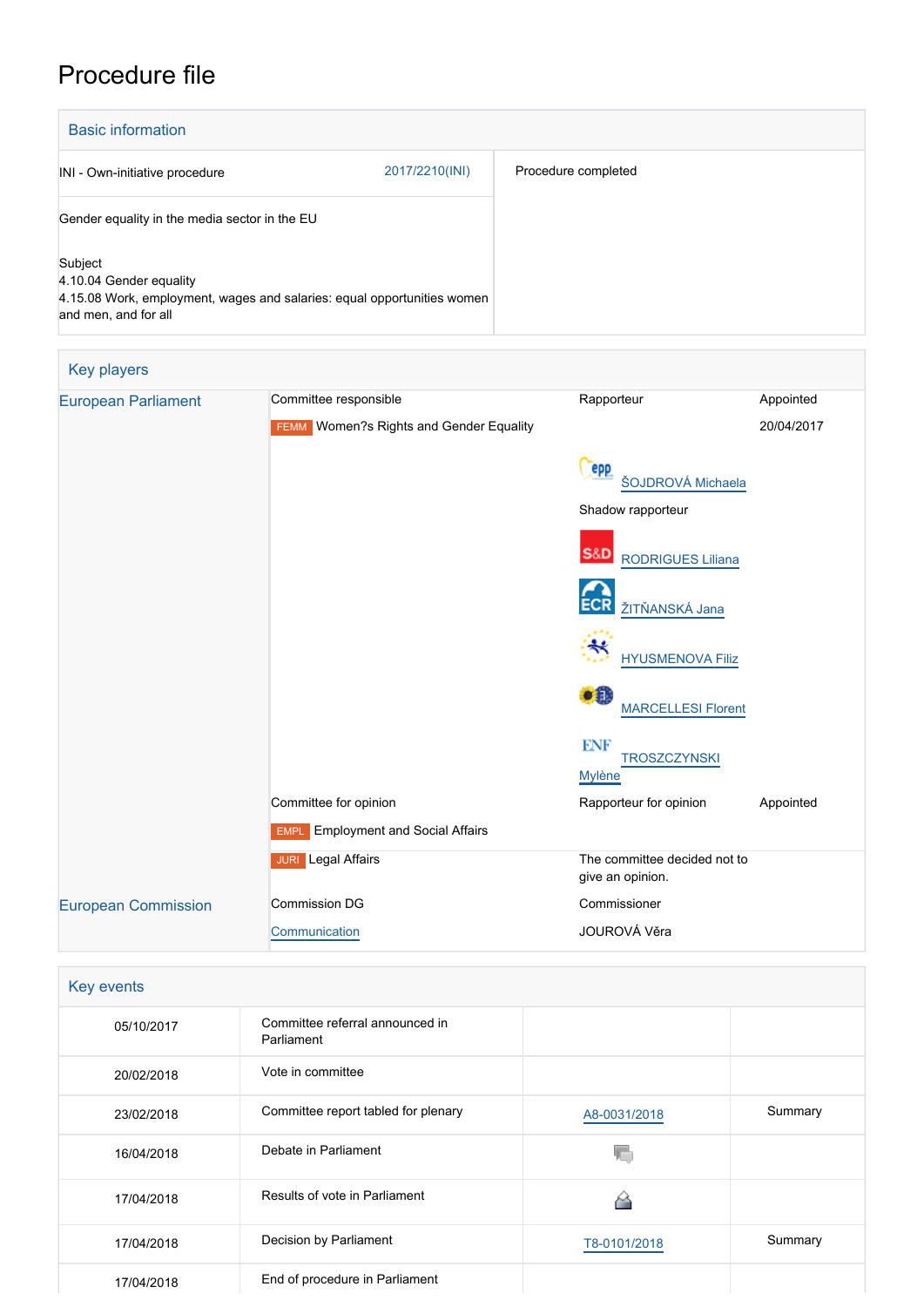# Procedure file

## Basic information

| | |
|---|---|
| INI - Own-initiative procedure 2017/2210(INI) | Procedure completed |
| Gender equality in the media sector in the EU | |
| Subject<br>4.10.04 Gender equality<br>4.15.08 Work, employment, wages and salaries: equal opportunities women and men, and for all | |

## Key players

| | | | |
|---|---|---|---|
| European Parliament | Committee responsible | Rapporteur | Appointed |
| | FEMM Women?s Rights and Gender Equality | | 20/04/2017 |
| | | ŠOJDROVÁ Michaela | |
| | | Shadow rapporteur | |
| | | RODRIGUES Liliana | |
| | | ŽITŇANSKÁ Jana | |
| | | HYUSMENOVA Filiz | |
| | | MARCELLESI Florent | |
| | | TROSZCZYNSKI Mylène | |
| | Committee for opinion | Rapporteur for opinion | Appointed |
| | EMPL Employment and Social Affairs | | |
| | JURI Legal Affairs | The committee decided not to give an opinion. | |
| European Commission | Commission DG | Commissioner | |
| | Communication | JOUROVÁ Věra | |

## Key events

| | | | |
|---|---|---|---|
| 05/10/2017 | Committee referral announced in Parliament | | |
| 20/02/2018 | Vote in committee | | |
| 23/02/2018 | Committee report tabled for plenary | A8-0031/2018 | Summary |
| 16/04/2018 | Debate in Parliament | | |
| 17/04/2018 | Results of vote in Parliament | | |
| 17/04/2018 | Decision by Parliament | T8-0101/2018 | Summary |
| 17/04/2018 | End of procedure in Parliament | | |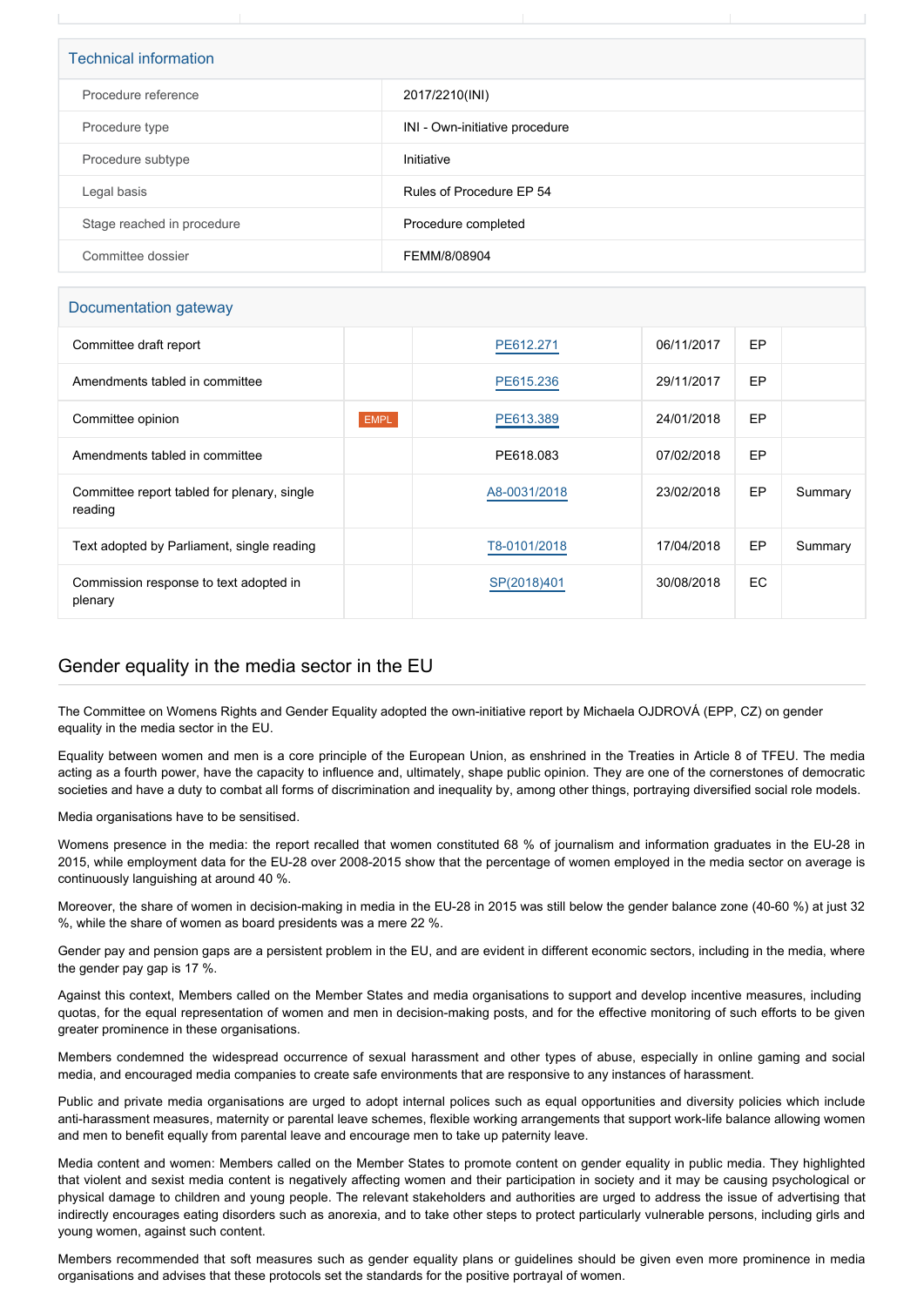## Technical information

| | |
|---|---|
| Procedure reference | 2017/2210(INI) |
| Procedure type | INI - Own-initiative procedure |
| Procedure subtype | Initiative |
| Legal basis | Rules of Procedure EP 54 |
| Stage reached in procedure | Procedure completed |
| Committee dossier | FEMM/8/08904 |

## Documentation gateway

| | | | | | |
|---|---|---|---|---|---|
| Committee draft report | | PE612.271 | 06/11/2017 | EP | |
| Amendments tabled in committee | | PE615.236 | 29/11/2017 | EP | |
| Committee opinion | EMPL | PE613.389 | 24/01/2018 | EP | |
| Amendments tabled in committee | | PE618.083 | 07/02/2018 | EP | |
| Committee report tabled for plenary, single reading | | A8-0031/2018 | 23/02/2018 | EP | Summary |
| Text adopted by Parliament, single reading | | T8-0101/2018 | 17/04/2018 | EP | Summary |
| Commission response to text adopted in plenary | | SP(2018)401 | 30/08/2018 | EC | |

## Gender equality in the media sector in the EU

The Committee on Womens Rights and Gender Equality adopted the own-initiative report by Michaela OJDROVÁ (EPP, CZ) on gender equality in the media sector in the EU.

Equality between women and men is a core principle of the European Union, as enshrined in the Treaties in Article 8 of TFEU. The media acting as a fourth power, have the capacity to influence and, ultimately, shape public opinion. They are one of the cornerstones of democratic societies and have a duty to combat all forms of discrimination and inequality by, among other things, portraying diversified social role models.

Media organisations have to be sensitised.

Womens presence in the media: the report recalled that women constituted 68 % of journalism and information graduates in the EU-28 in 2015, while employment data for the EU-28 over 2008-2015 show that the percentage of women employed in the media sector on average is continuously languishing at around 40 %.

Moreover, the share of women in decision-making in media in the EU-28 in 2015 was still below the gender balance zone (40-60 %) at just 32 %, while the share of women as board presidents was a mere 22 %.

Gender pay and pension gaps are a persistent problem in the EU, and are evident in different economic sectors, including in the media, where the gender pay gap is 17 %.

Against this context, Members called on the Member States and media organisations to support and develop incentive measures, including quotas, for the equal representation of women and men in decision-making posts, and for the effective monitoring of such efforts to be given greater prominence in these organisations.

Members condemned the widespread occurrence of sexual harassment and other types of abuse, especially in online gaming and social media, and encouraged media companies to create safe environments that are responsive to any instances of harassment.

Public and private media organisations are urged to adopt internal polices such as equal opportunities and diversity policies which include anti-harassment measures, maternity or parental leave schemes, flexible working arrangements that support work-life balance allowing women and men to benefit equally from parental leave and encourage men to take up paternity leave.

Media content and women: Members called on the Member States to promote content on gender equality in public media. They highlighted that violent and sexist media content is negatively affecting women and their participation in society and it may be causing psychological or physical damage to children and young people. The relevant stakeholders and authorities are urged to address the issue of advertising that indirectly encourages eating disorders such as anorexia, and to take other steps to protect particularly vulnerable persons, including girls and young women, against such content.

Members recommended that soft measures such as gender equality plans or guidelines should be given even more prominence in media organisations and advises that these protocols set the standards for the positive portrayal of women.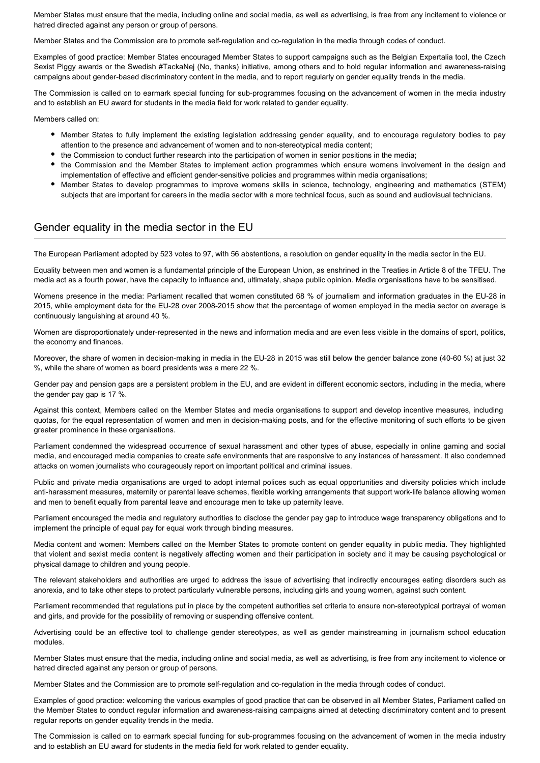Member States must ensure that the media, including online and social media, as well as advertising, is free from any incitement to violence or hatred directed against any person or group of persons.

Member States and the Commission are to promote self-regulation and co-regulation in the media through codes of conduct.

Examples of good practice: Member States encouraged Member States to support campaigns such as the Belgian Expertalia tool, the Czech Sexist Piggy awards or the Swedish #TackaNej (No, thanks) initiative, among others and to hold regular information and awareness-raising campaigns about gender-based discriminatory content in the media, and to report regularly on gender equality trends in the media.

The Commission is called on to earmark special funding for sub-programmes focusing on the advancement of women in the media industry and to establish an EU award for students in the media field for work related to gender equality.

Members called on:

- Member States to fully implement the existing legislation addressing gender equality, and to encourage regulatory bodies to pay attention to the presence and advancement of women and to non-stereotypical media content;
- the Commission to conduct further research into the participation of women in senior positions in the media;
- the Commission and the Member States to implement action programmes which ensure womens involvement in the design and implementation of effective and efficient gender-sensitive policies and programmes within media organisations;
- Member States to develop programmes to improve womens skills in science, technology, engineering and mathematics (STEM) subjects that are important for careers in the media sector with a more technical focus, such as sound and audiovisual technicians.

## Gender equality in the media sector in the EU

The European Parliament adopted by 523 votes to 97, with 56 abstentions, a resolution on gender equality in the media sector in the EU.

Equality between men and women is a fundamental principle of the European Union, as enshrined in the Treaties in Article 8 of the TFEU. The media act as a fourth power, have the capacity to influence and, ultimately, shape public opinion. Media organisations have to be sensitised.

Womens presence in the media: Parliament recalled that women constituted 68 % of journalism and information graduates in the EU-28 in 2015, while employment data for the EU-28 over 2008-2015 show that the percentage of women employed in the media sector on average is continuously languishing at around 40 %.

Women are disproportionately under-represented in the news and information media and are even less visible in the domains of sport, politics, the economy and finances.

Moreover, the share of women in decision-making in media in the EU-28 in 2015 was still below the gender balance zone (40-60 %) at just 32 %, while the share of women as board presidents was a mere 22 %.

Gender pay and pension gaps are a persistent problem in the EU, and are evident in different economic sectors, including in the media, where the gender pay gap is 17 %.

Against this context, Members called on the Member States and media organisations to support and develop incentive measures, including quotas, for the equal representation of women and men in decision-making posts, and for the effective monitoring of such efforts to be given greater prominence in these organisations.

Parliament condemned the widespread occurrence of sexual harassment and other types of abuse, especially in online gaming and social media, and encouraged media companies to create safe environments that are responsive to any instances of harassment. It also condemned attacks on women journalists who courageously report on important political and criminal issues.

Public and private media organisations are urged to adopt internal polices such as equal opportunities and diversity policies which include anti-harassment measures, maternity or parental leave schemes, flexible working arrangements that support work-life balance allowing women and men to benefit equally from parental leave and encourage men to take up paternity leave.

Parliament encouraged the media and regulatory authorities to disclose the gender pay gap to introduce wage transparency obligations and to implement the principle of equal pay for equal work through binding measures.

Media content and women: Members called on the Member States to promote content on gender equality in public media. They highlighted that violent and sexist media content is negatively affecting women and their participation in society and it may be causing psychological or physical damage to children and young people.

The relevant stakeholders and authorities are urged to address the issue of advertising that indirectly encourages eating disorders such as anorexia, and to take other steps to protect particularly vulnerable persons, including girls and young women, against such content.

Parliament recommended that regulations put in place by the competent authorities set criteria to ensure non-stereotypical portrayal of women and girls, and provide for the possibility of removing or suspending offensive content.

Advertising could be an effective tool to challenge gender stereotypes, as well as gender mainstreaming in journalism school education modules.

Member States must ensure that the media, including online and social media, as well as advertising, is free from any incitement to violence or hatred directed against any person or group of persons.

Member States and the Commission are to promote self-regulation and co-regulation in the media through codes of conduct.

Examples of good practice: welcoming the various examples of good practice that can be observed in all Member States, Parliament called on the Member States to conduct regular information and awareness-raising campaigns aimed at detecting discriminatory content and to present regular reports on gender equality trends in the media.

The Commission is called on to earmark special funding for sub-programmes focusing on the advancement of women in the media industry and to establish an EU award for students in the media field for work related to gender equality.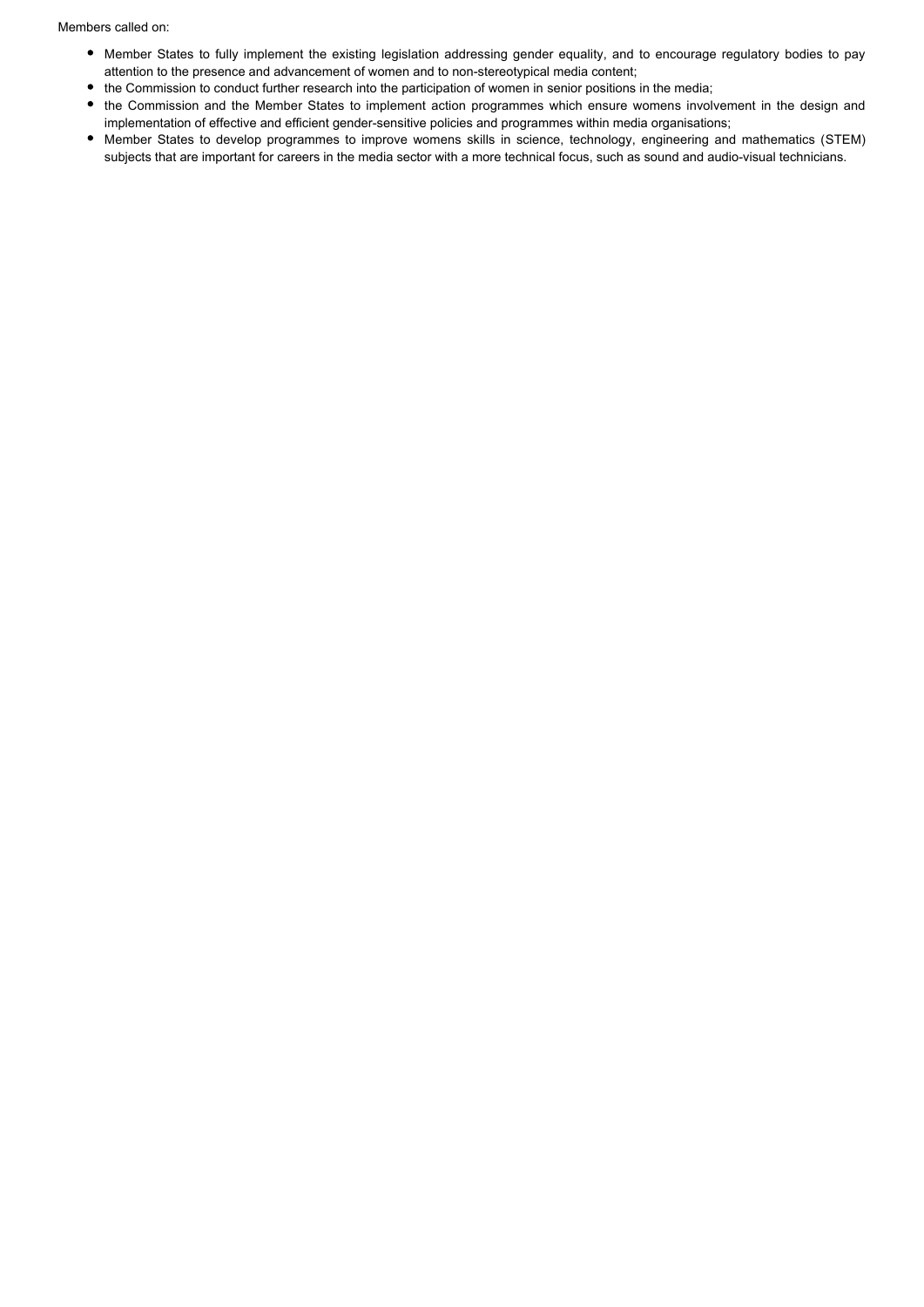Members called on:

- Member States to fully implement the existing legislation addressing gender equality, and to encourage regulatory bodies to pay attention to the presence and advancement of women and to non-stereotypical media content;
- the Commission to conduct further research into the participation of women in senior positions in the media;
- the Commission and the Member States to implement action programmes which ensure womens involvement in the design and implementation of effective and efficient gender-sensitive policies and programmes within media organisations;
- Member States to develop programmes to improve womens skills in science, technology, engineering and mathematics (STEM) subjects that are important for careers in the media sector with a more technical focus, such as sound and audio-visual technicians.